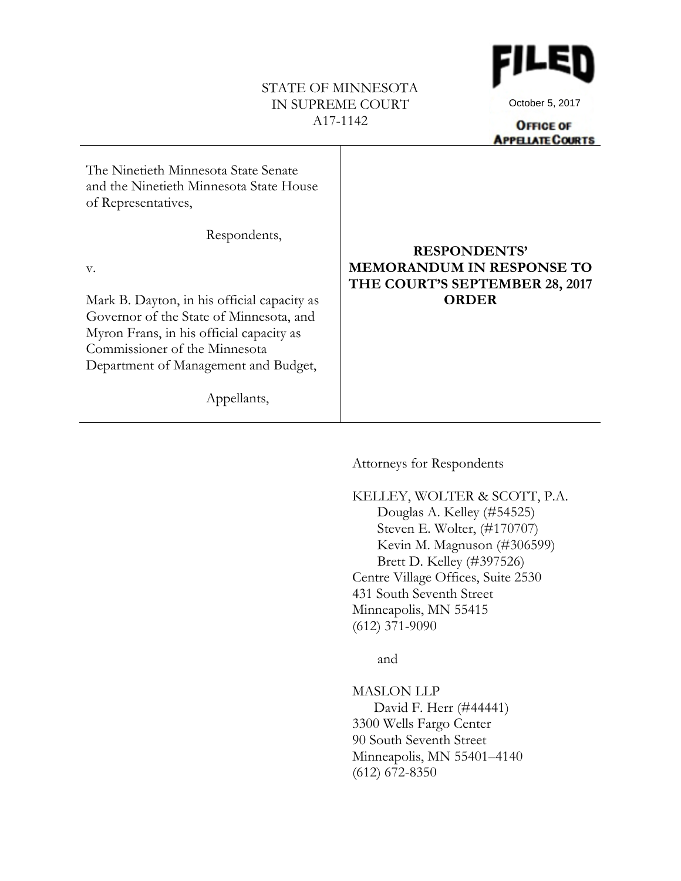STATE OF MINNESOTA
IN SUPREME COURT
A17-1142

FILED
October 5, 2017
OFFICE OF
APPELLATE COURTS

| | |
|---|---|
| The Ninetieth Minnesota State Senate and the Ninetieth Minnesota State House of Representatives,<br><br>Respondents,<br><br>v.<br><br>Mark B. Dayton, in his official capacity as Governor of the State of Minnesota, and Myron Frans, in his official capacity as Commissioner of the Minnesota Department of Management and Budget,<br><br>Appellants, | **RESPONDENTS' MEMORANDUM IN RESPONSE TO THE COURT'S SEPTEMBER 28, 2017 ORDER** |

Attorneys for Respondents

KELLEY, WOLTER & SCOTT, P.A.
Douglas A. Kelley (#54525)
Steven E. Wolter, (#170707)
Kevin M. Magnuson (#306599)
Brett D. Kelley (#397526)
Centre Village Offices, Suite 2530
431 South Seventh Street
Minneapolis, MN 55415
(612) 371-9090

and

MASLON LLP
David F. Herr (#44441)
3300 Wells Fargo Center
90 South Seventh Street
Minneapolis, MN 55401–4140
(612) 672-8350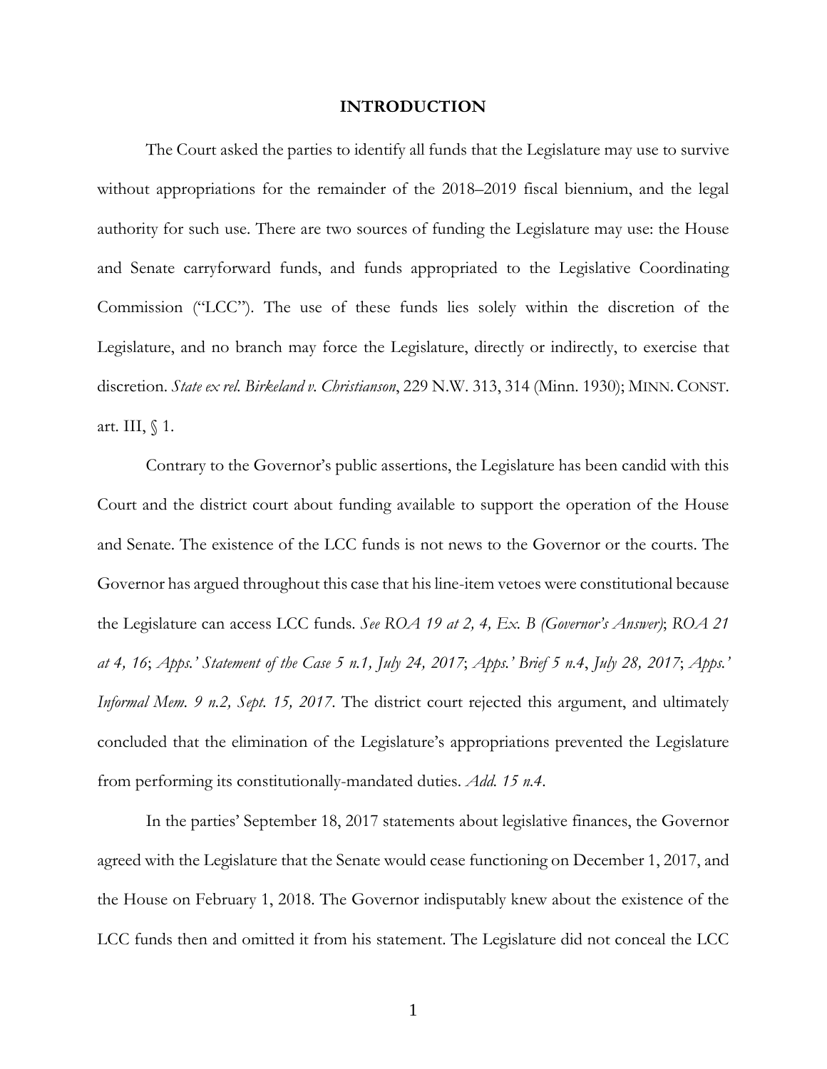# INTRODUCTION

The Court asked the parties to identify all funds that the Legislature may use to survive without appropriations for the remainder of the 2018–2019 fiscal biennium, and the legal authority for such use. There are two sources of funding the Legislature may use: the House and Senate carryforward funds, and funds appropriated to the Legislative Coordinating Commission ("LCC"). The use of these funds lies solely within the discretion of the Legislature, and no branch may force the Legislature, directly or indirectly, to exercise that discretion. *State ex rel. Birkeland v. Christianson*, 229 N.W. 313, 314 (Minn. 1930); MINN. CONST. art. III, § 1.

Contrary to the Governor's public assertions, the Legislature has been candid with this Court and the district court about funding available to support the operation of the House and Senate. The existence of the LCC funds is not news to the Governor or the courts. The Governor has argued throughout this case that his line-item vetoes were constitutional because the Legislature can access LCC funds. *See ROA 19 at 2, 4, Ex. B (Governor's Answer)*; *ROA 21 at 4, 16*; *Apps.' Statement of the Case 5 n.1, July 24, 2017*; *Apps.' Brief 5 n.4*, *July 28, 2017*; *Apps.' Informal Mem. 9 n.2, Sept. 15, 2017*. The district court rejected this argument, and ultimately concluded that the elimination of the Legislature's appropriations prevented the Legislature from performing its constitutionally-mandated duties. *Add. 15 n.4*.

In the parties' September 18, 2017 statements about legislative finances, the Governor agreed with the Legislature that the Senate would cease functioning on December 1, 2017, and the House on February 1, 2018. The Governor indisputably knew about the existence of the LCC funds then and omitted it from his statement. The Legislature did not conceal the LCC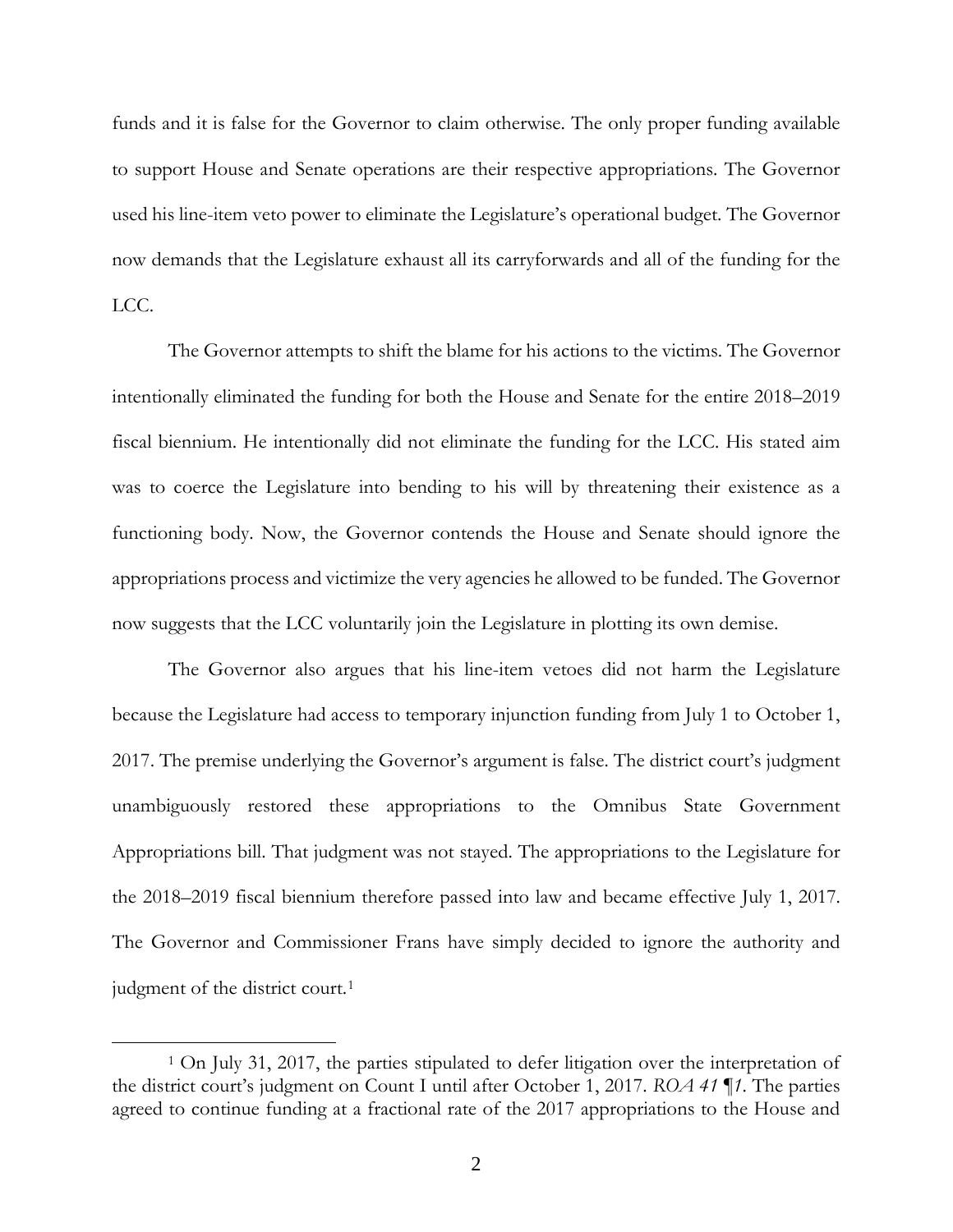funds and it is false for the Governor to claim otherwise. The only proper funding available to support House and Senate operations are their respective appropriations. The Governor used his line-item veto power to eliminate the Legislature's operational budget. The Governor now demands that the Legislature exhaust all its carryforwards and all of the funding for the LCC.

The Governor attempts to shift the blame for his actions to the victims. The Governor intentionally eliminated the funding for both the House and Senate for the entire 2018–2019 fiscal biennium. He intentionally did not eliminate the funding for the LCC. His stated aim was to coerce the Legislature into bending to his will by threatening their existence as a functioning body. Now, the Governor contends the House and Senate should ignore the appropriations process and victimize the very agencies he allowed to be funded. The Governor now suggests that the LCC voluntarily join the Legislature in plotting its own demise.

The Governor also argues that his line-item vetoes did not harm the Legislature because the Legislature had access to temporary injunction funding from July 1 to October 1, 2017. The premise underlying the Governor's argument is false. The district court's judgment unambiguously restored these appropriations to the Omnibus State Government Appropriations bill. That judgment was not stayed. The appropriations to the Legislature for the 2018–2019 fiscal biennium therefore passed into law and became effective July 1, 2017. The Governor and Commissioner Frans have simply decided to ignore the authority and judgment of the district court.[1]

[1] On July 31, 2017, the parties stipulated to defer litigation over the interpretation of the district court's judgment on Count I until after October 1, 2017. *ROA 41 ¶1*. The parties agreed to continue funding at a fractional rate of the 2017 appropriations to the House and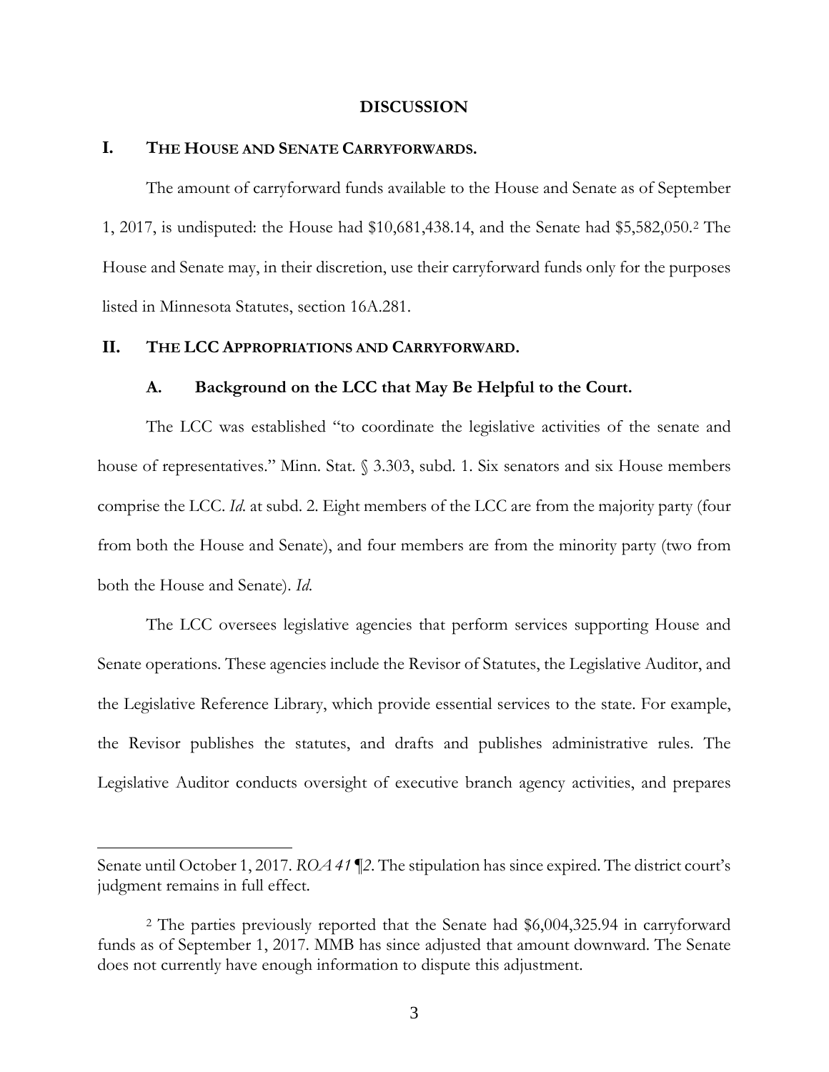## DISCUSSION

### I. THE HOUSE AND SENATE CARRYFORWARDS.

The amount of carryforward funds available to the House and Senate as of September 1, 2017, is undisputed: the House had $10,681,438.14, and the Senate had $5,582,050.[2] The House and Senate may, in their discretion, use their carryforward funds only for the purposes listed in Minnesota Statutes, section 16A.281.

### II. THE LCC APPROPRIATIONS AND CARRYFORWARD.

#### A. Background on the LCC that May Be Helpful to the Court.

The LCC was established "to coordinate the legislative activities of the senate and house of representatives." Minn. Stat. § 3.303, subd. 1. Six senators and six House members comprise the LCC. *Id.* at subd. 2. Eight members of the LCC are from the majority party (four from both the House and Senate), and four members are from the minority party (two from both the House and Senate). *Id.*

The LCC oversees legislative agencies that perform services supporting House and Senate operations. These agencies include the Revisor of Statutes, the Legislative Auditor, and the Legislative Reference Library, which provide essential services to the state. For example, the Revisor publishes the statutes, and drafts and publishes administrative rules. The Legislative Auditor conducts oversight of executive branch agency activities, and prepares

---

Senate until October 1, 2017. *ROA 41* ¶*2*. The stipulation has since expired. The district court's judgment remains in full effect.

[2] The parties previously reported that the Senate had $6,004,325.94 in carryforward funds as of September 1, 2017. MMB has since adjusted that amount downward. The Senate does not currently have enough information to dispute this adjustment.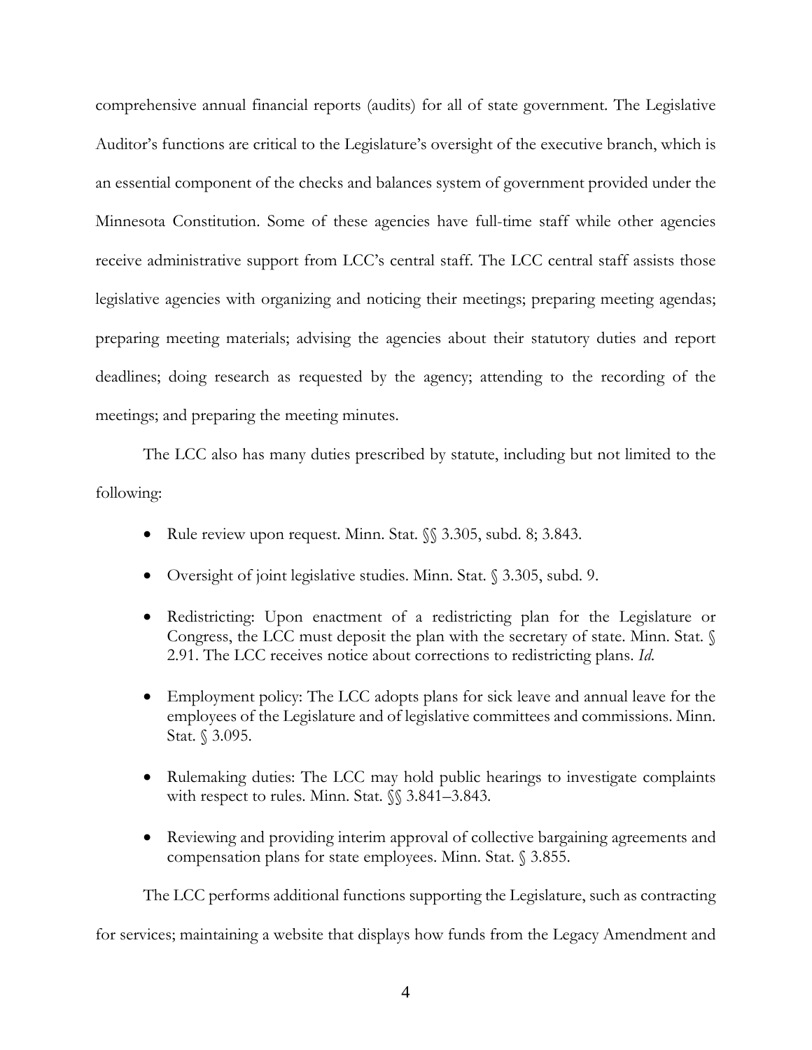comprehensive annual financial reports (audits) for all of state government. The Legislative Auditor's functions are critical to the Legislature's oversight of the executive branch, which is an essential component of the checks and balances system of government provided under the Minnesota Constitution. Some of these agencies have full-time staff while other agencies receive administrative support from LCC's central staff. The LCC central staff assists those legislative agencies with organizing and noticing their meetings; preparing meeting agendas; preparing meeting materials; advising the agencies about their statutory duties and report deadlines; doing research as requested by the agency; attending to the recording of the meetings; and preparing the meeting minutes.

The LCC also has many duties prescribed by statute, including but not limited to the following:

- Rule review upon request. Minn. Stat. §§ 3.305, subd. 8; 3.843.
- Oversight of joint legislative studies. Minn. Stat. § 3.305, subd. 9.
- Redistricting: Upon enactment of a redistricting plan for the Legislature or Congress, the LCC must deposit the plan with the secretary of state. Minn. Stat. § 2.91. The LCC receives notice about corrections to redistricting plans. *Id.*
- Employment policy: The LCC adopts plans for sick leave and annual leave for the employees of the Legislature and of legislative committees and commissions. Minn. Stat. § 3.095.
- Rulemaking duties: The LCC may hold public hearings to investigate complaints with respect to rules. Minn. Stat. §§ 3.841–3.843.
- Reviewing and providing interim approval of collective bargaining agreements and compensation plans for state employees. Minn. Stat. § 3.855.

The LCC performs additional functions supporting the Legislature, such as contracting for services; maintaining a website that displays how funds from the Legacy Amendment and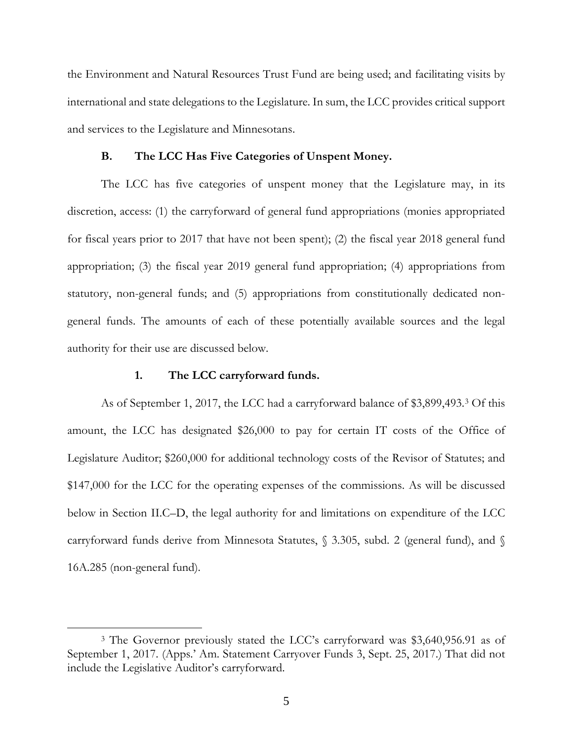the Environment and Natural Resources Trust Fund are being used; and facilitating visits by international and state delegations to the Legislature. In sum, the LCC provides critical support and services to the Legislature and Minnesotans.

### B. The LCC Has Five Categories of Unspent Money.

The LCC has five categories of unspent money that the Legislature may, in its discretion, access: (1) the carryforward of general fund appropriations (monies appropriated for fiscal years prior to 2017 that have not been spent); (2) the fiscal year 2018 general fund appropriation; (3) the fiscal year 2019 general fund appropriation; (4) appropriations from statutory, non-general funds; and (5) appropriations from constitutionally dedicated non-general funds. The amounts of each of these potentially available sources and the legal authority for their use are discussed below.

#### 1. The LCC carryforward funds.

As of September 1, 2017, the LCC had a carryforward balance of $3,899,493.[3] Of this amount, the LCC has designated $26,000 to pay for certain IT costs of the Office of Legislature Auditor; $260,000 for additional technology costs of the Revisor of Statutes; and $147,000 for the LCC for the operating expenses of the commissions. As will be discussed below in Section II.C–D, the legal authority for and limitations on expenditure of the LCC carryforward funds derive from Minnesota Statutes, § 3.305, subd. 2 (general fund), and § 16A.285 (non-general fund).

---

[3] The Governor previously stated the LCC's carryforward was $3,640,956.91 as of September 1, 2017. (Apps.' Am. Statement Carryover Funds 3, Sept. 25, 2017.) That did not include the Legislative Auditor's carryforward.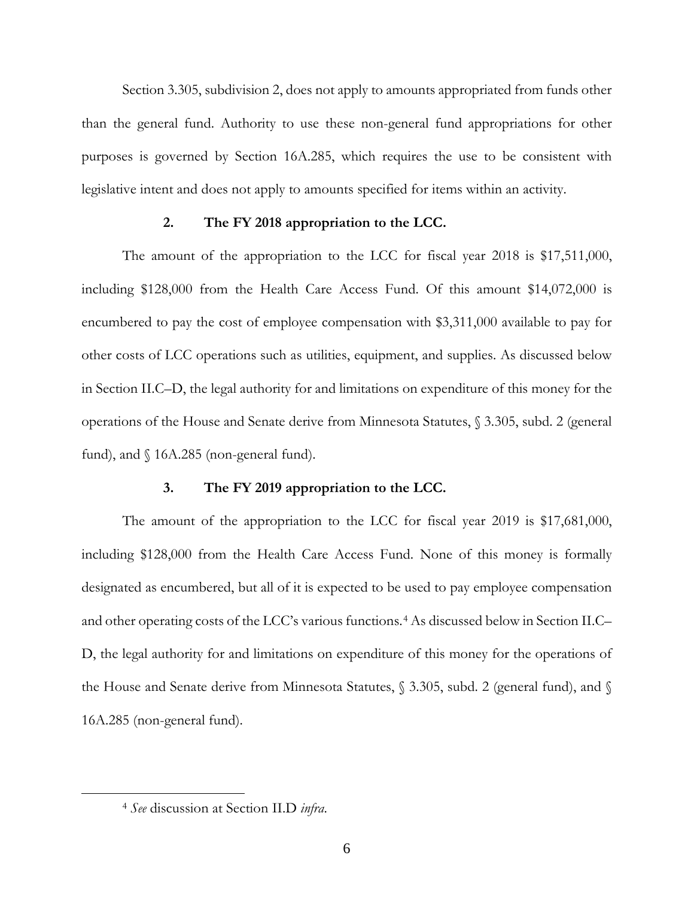Section 3.305, subdivision 2, does not apply to amounts appropriated from funds other than the general fund. Authority to use these non-general fund appropriations for other purposes is governed by Section 16A.285, which requires the use to be consistent with legislative intent and does not apply to amounts specified for items within an activity.

### 2. The FY 2018 appropriation to the LCC.

The amount of the appropriation to the LCC for fiscal year 2018 is $17,511,000, including $128,000 from the Health Care Access Fund. Of this amount $14,072,000 is encumbered to pay the cost of employee compensation with $3,311,000 available to pay for other costs of LCC operations such as utilities, equipment, and supplies. As discussed below in Section II.C–D, the legal authority for and limitations on expenditure of this money for the operations of the House and Senate derive from Minnesota Statutes, § 3.305, subd. 2 (general fund), and § 16A.285 (non-general fund).

### 3. The FY 2019 appropriation to the LCC.

The amount of the appropriation to the LCC for fiscal year 2019 is $17,681,000, including $128,000 from the Health Care Access Fund. None of this money is formally designated as encumbered, but all of it is expected to be used to pay employee compensation and other operating costs of the LCC's various functions.[4] As discussed below in Section II.C–D, the legal authority for and limitations on expenditure of this money for the operations of the House and Senate derive from Minnesota Statutes, § 3.305, subd. 2 (general fund), and § 16A.285 (non-general fund).

---

[4] *See* discussion at Section II.D *infra*.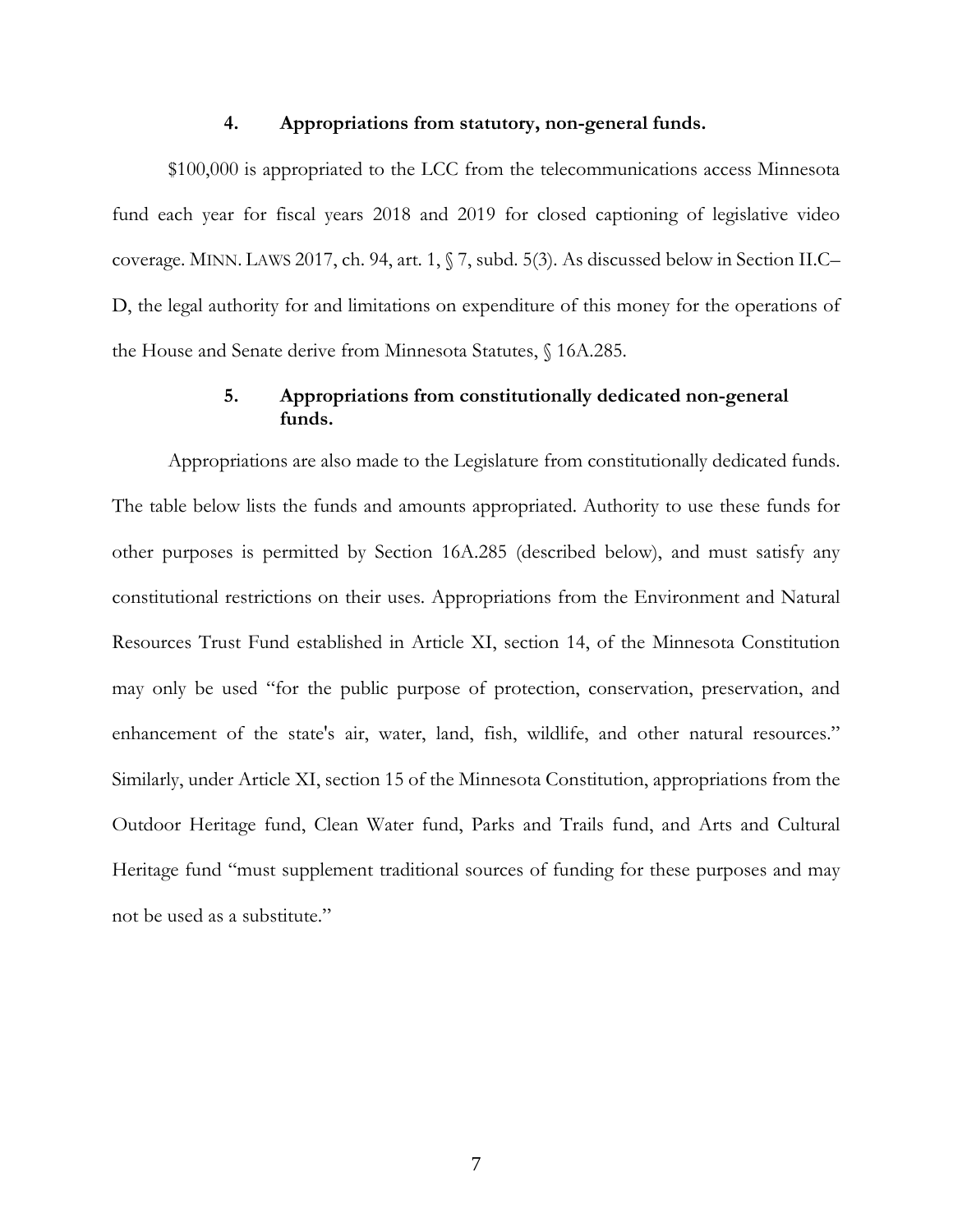#### 4. Appropriations from statutory, non-general funds.

$100,000 is appropriated to the LCC from the telecommunications access Minnesota fund each year for fiscal years 2018 and 2019 for closed captioning of legislative video coverage. MINN. LAWS 2017, ch. 94, art. 1, § 7, subd. 5(3). As discussed below in Section II.C–D, the legal authority for and limitations on expenditure of this money for the operations of the House and Senate derive from Minnesota Statutes, § 16A.285.

#### 5. Appropriations from constitutionally dedicated non-general funds.

Appropriations are also made to the Legislature from constitutionally dedicated funds. The table below lists the funds and amounts appropriated. Authority to use these funds for other purposes is permitted by Section 16A.285 (described below), and must satisfy any constitutional restrictions on their uses. Appropriations from the Environment and Natural Resources Trust Fund established in Article XI, section 14, of the Minnesota Constitution may only be used "for the public purpose of protection, conservation, preservation, and enhancement of the state's air, water, land, fish, wildlife, and other natural resources." Similarly, under Article XI, section 15 of the Minnesota Constitution, appropriations from the Outdoor Heritage fund, Clean Water fund, Parks and Trails fund, and Arts and Cultural Heritage fund "must supplement traditional sources of funding for these purposes and may not be used as a substitute."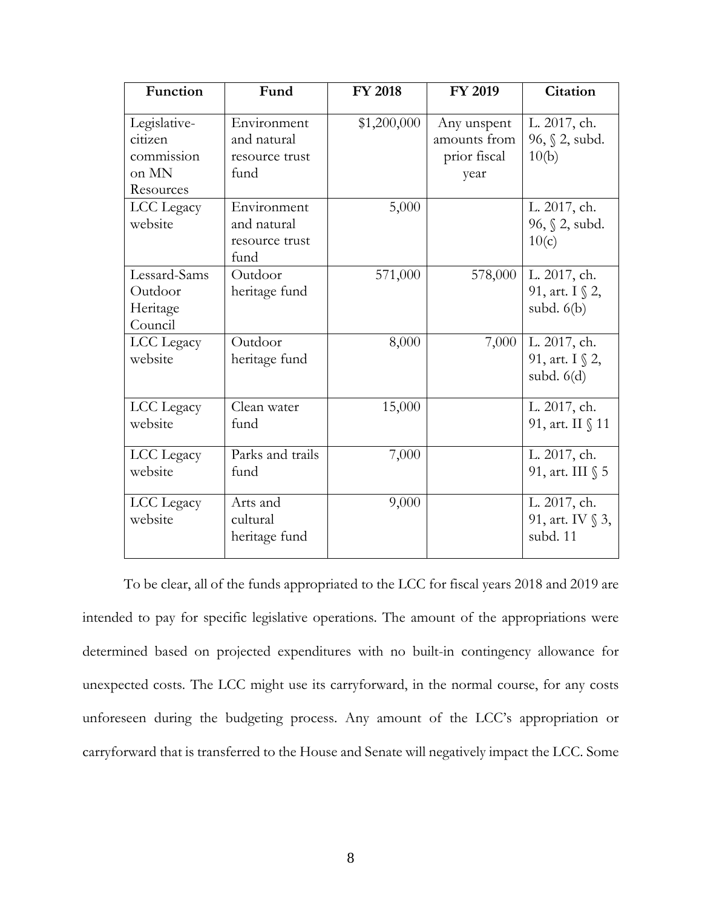| Function | Fund | FY 2018 | FY 2019 | Citation |
|---|---|---|---|---|
| Legislative-citizen commission on MN Resources | Environment and natural resource trust fund | $1,200,000 | Any unspent amounts from prior fiscal year | L. 2017, ch. 96, § 2, subd. 10(b) |
| LCC Legacy website | Environment and natural resource trust fund | 5,000 | | L. 2017, ch. 96, § 2, subd. 10(c) |
| Lessard-Sams Outdoor Heritage Council | Outdoor heritage fund | 571,000 | 578,000 | L. 2017, ch. 91, art. I § 2, subd. 6(b) |
| LCC Legacy website | Outdoor heritage fund | 8,000 | 7,000 | L. 2017, ch. 91, art. I § 2, subd. 6(d) |
| LCC Legacy website | Clean water fund | 15,000 | | L. 2017, ch. 91, art. II § 11 |
| LCC Legacy website | Parks and trails fund | 7,000 | | L. 2017, ch. 91, art. III § 5 |
| LCC Legacy website | Arts and cultural heritage fund | 9,000 | | L. 2017, ch. 91, art. IV § 3, subd. 11 |

To be clear, all of the funds appropriated to the LCC for fiscal years 2018 and 2019 are intended to pay for specific legislative operations. The amount of the appropriations were determined based on projected expenditures with no built-in contingency allowance for unexpected costs. The LCC might use its carryforward, in the normal course, for any costs unforeseen during the budgeting process. Any amount of the LCC's appropriation or carryforward that is transferred to the House and Senate will negatively impact the LCC. Some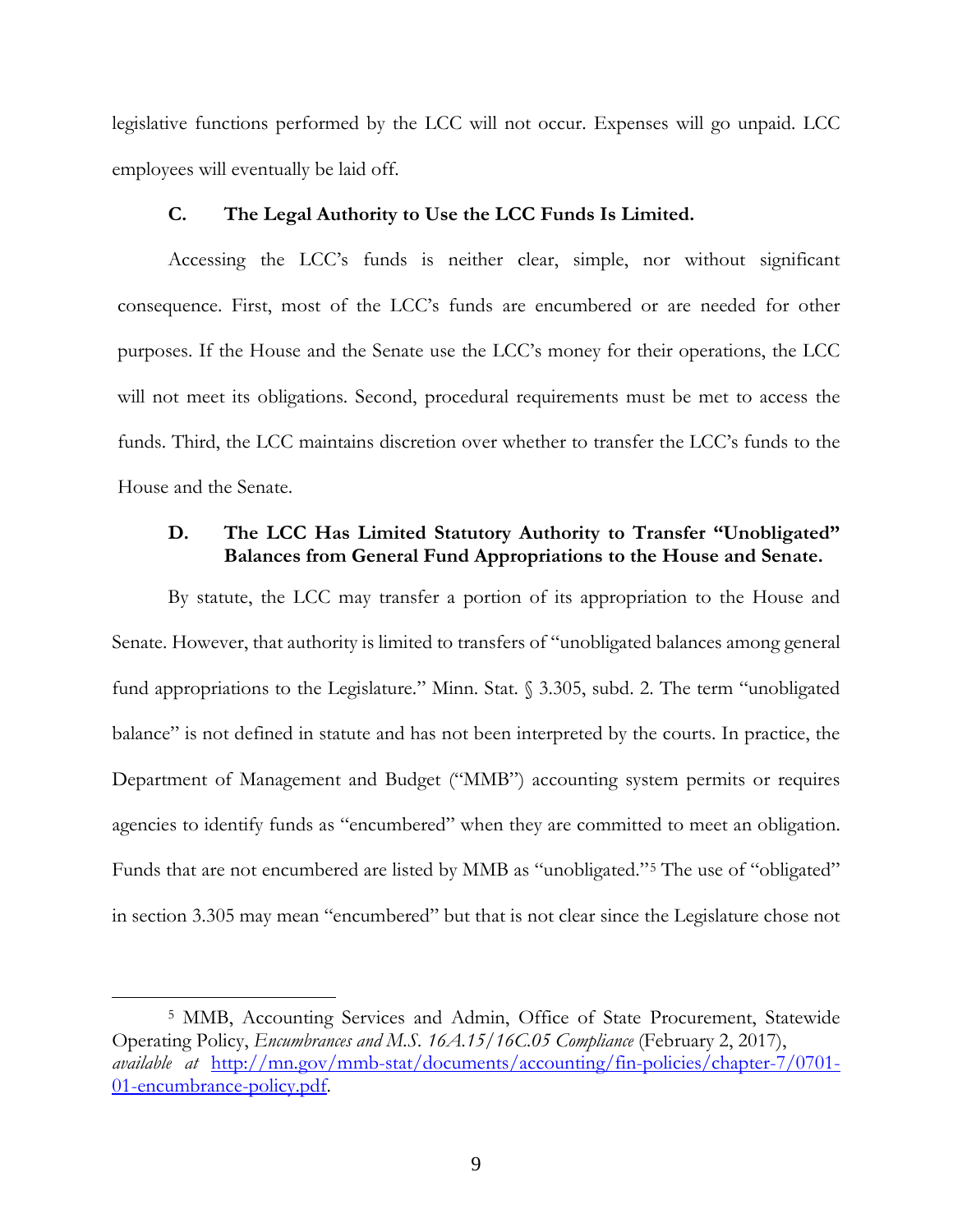legislative functions performed by the LCC will not occur. Expenses will go unpaid. LCC employees will eventually be laid off.

### C. The Legal Authority to Use the LCC Funds Is Limited.

Accessing the LCC's funds is neither clear, simple, nor without significant consequence. First, most of the LCC's funds are encumbered or are needed for other purposes. If the House and the Senate use the LCC's money for their operations, the LCC will not meet its obligations. Second, procedural requirements must be met to access the funds. Third, the LCC maintains discretion over whether to transfer the LCC's funds to the House and the Senate.

### D. The LCC Has Limited Statutory Authority to Transfer "Unobligated" Balances from General Fund Appropriations to the House and Senate.

By statute, the LCC may transfer a portion of its appropriation to the House and Senate. However, that authority is limited to transfers of "unobligated balances among general fund appropriations to the Legislature." Minn. Stat. § 3.305, subd. 2. The term "unobligated balance" is not defined in statute and has not been interpreted by the courts. In practice, the Department of Management and Budget ("MMB") accounting system permits or requires agencies to identify funds as "encumbered" when they are committed to meet an obligation. Funds that are not encumbered are listed by MMB as "unobligated."[5] The use of "obligated" in section 3.305 may mean "encumbered" but that is not clear since the Legislature chose not

---

[5] MMB, Accounting Services and Admin, Office of State Procurement, Statewide Operating Policy, *Encumbrances and M.S. 16A.15/16C.05 Compliance* (February 2, 2017), *available at* [http://mn.gov/mmb-stat/documents/accounting/fin-policies/chapter-7/0701-01-encumbrance-policy.pdf](http://mn.gov/mmb-stat/documents/accounting/fin-policies/chapter-7/0701-01-encumbrance-policy.pdf).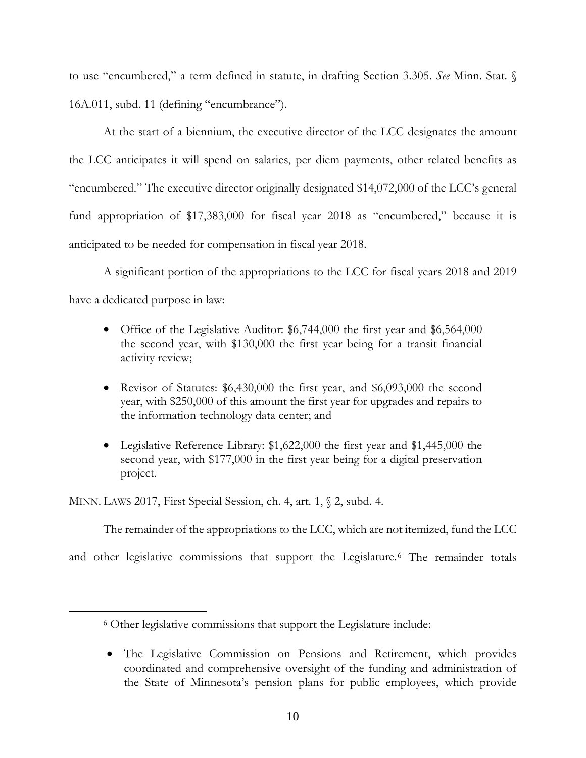to use "encumbered," a term defined in statute, in drafting Section 3.305. *See* Minn. Stat. § 16A.011, subd. 11 (defining "encumbrance").

At the start of a biennium, the executive director of the LCC designates the amount the LCC anticipates it will spend on salaries, per diem payments, other related benefits as "encumbered." The executive director originally designated $14,072,000 of the LCC's general fund appropriation of $17,383,000 for fiscal year 2018 as "encumbered," because it is anticipated to be needed for compensation in fiscal year 2018.

A significant portion of the appropriations to the LCC for fiscal years 2018 and 2019 have a dedicated purpose in law:

- Office of the Legislative Auditor: $6,744,000 the first year and $6,564,000 the second year, with $130,000 the first year being for a transit financial activity review;

- Revisor of Statutes: $6,430,000 the first year, and $6,093,000 the second year, with $250,000 of this amount the first year for upgrades and repairs to the information technology data center; and

- Legislative Reference Library: $1,622,000 the first year and $1,445,000 the second year, with $177,000 in the first year being for a digital preservation project.

MINN. LAWS 2017, First Special Session, ch. 4, art. 1, § 2, subd. 4.

The remainder of the appropriations to the LCC, which are not itemized, fund the LCC and other legislative commissions that support the Legislature.[6] The remainder totals

---

[6] Other legislative commissions that support the Legislature include:

- The Legislative Commission on Pensions and Retirement, which provides coordinated and comprehensive oversight of the funding and administration of the State of Minnesota's pension plans for public employees, which provide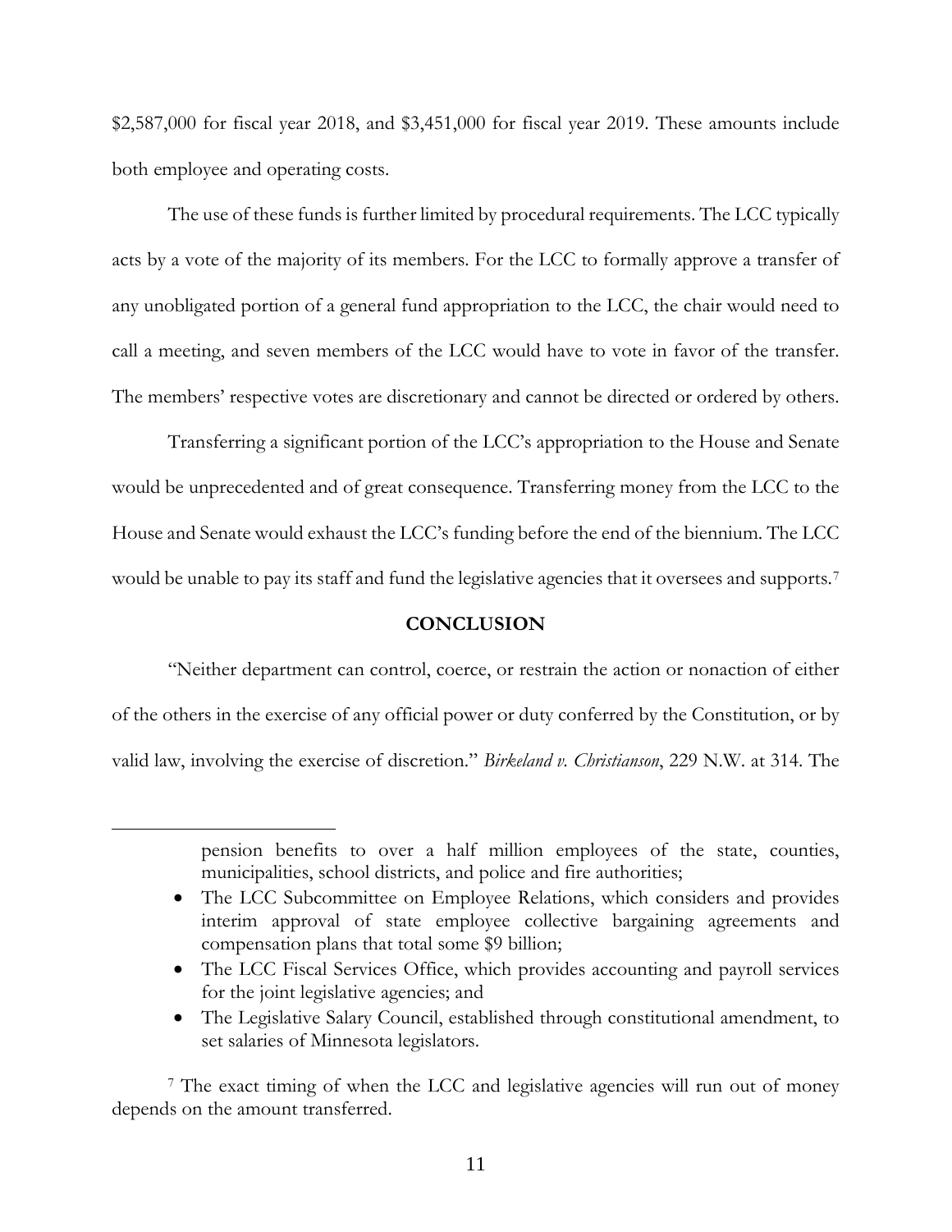$2,587,000 for fiscal year 2018, and $3,451,000 for fiscal year 2019. These amounts include both employee and operating costs.

The use of these funds is further limited by procedural requirements. The LCC typically acts by a vote of the majority of its members. For the LCC to formally approve a transfer of any unobligated portion of a general fund appropriation to the LCC, the chair would need to call a meeting, and seven members of the LCC would have to vote in favor of the transfer. The members' respective votes are discretionary and cannot be directed or ordered by others.

Transferring a significant portion of the LCC's appropriation to the House and Senate would be unprecedented and of great consequence. Transferring money from the LCC to the House and Senate would exhaust the LCC's funding before the end of the biennium. The LCC would be unable to pay its staff and fund the legislative agencies that it oversees and supports.[7]

## CONCLUSION

"Neither department can control, coerce, or restrain the action or nonaction of either of the others in the exercise of any official power or duty conferred by the Constitution, or by valid law, involving the exercise of discretion." *Birkeland v. Christianson*, 229 N.W. at 314. The

---

pension benefits to over a half million employees of the state, counties, municipalities, school districts, and police and fire authorities;

- The LCC Subcommittee on Employee Relations, which considers and provides interim approval of state employee collective bargaining agreements and compensation plans that total some $9 billion;
- The LCC Fiscal Services Office, which provides accounting and payroll services for the joint legislative agencies; and
- The Legislative Salary Council, established through constitutional amendment, to set salaries of Minnesota legislators.

[7] The exact timing of when the LCC and legislative agencies will run out of money depends on the amount transferred.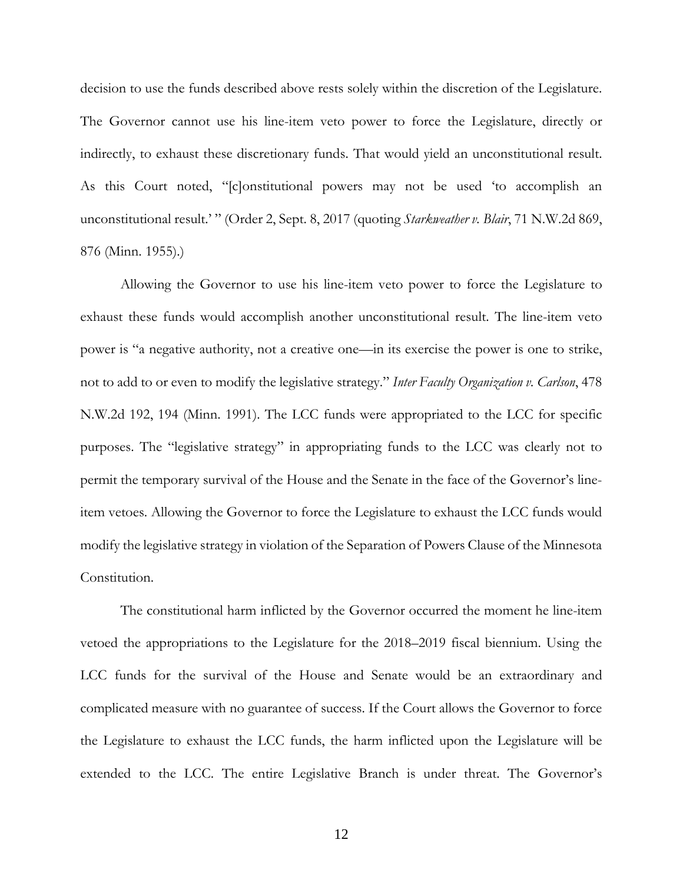decision to use the funds described above rests solely within the discretion of the Legislature. The Governor cannot use his line-item veto power to force the Legislature, directly or indirectly, to exhaust these discretionary funds. That would yield an unconstitutional result. As this Court noted, "[c]onstitutional powers may not be used 'to accomplish an unconstitutional result.' " (Order 2, Sept. 8, 2017 (quoting *Starkweather v. Blair*, 71 N.W.2d 869, 876 (Minn. 1955).)

Allowing the Governor to use his line-item veto power to force the Legislature to exhaust these funds would accomplish another unconstitutional result. The line-item veto power is "a negative authority, not a creative one—in its exercise the power is one to strike, not to add to or even to modify the legislative strategy." *Inter Faculty Organization v. Carlson*, 478 N.W.2d 192, 194 (Minn. 1991). The LCC funds were appropriated to the LCC for specific purposes. The "legislative strategy" in appropriating funds to the LCC was clearly not to permit the temporary survival of the House and the Senate in the face of the Governor's line-item vetoes. Allowing the Governor to force the Legislature to exhaust the LCC funds would modify the legislative strategy in violation of the Separation of Powers Clause of the Minnesota Constitution.

The constitutional harm inflicted by the Governor occurred the moment he line-item vetoed the appropriations to the Legislature for the 2018–2019 fiscal biennium. Using the LCC funds for the survival of the House and Senate would be an extraordinary and complicated measure with no guarantee of success. If the Court allows the Governor to force the Legislature to exhaust the LCC funds, the harm inflicted upon the Legislature will be extended to the LCC. The entire Legislative Branch is under threat. The Governor's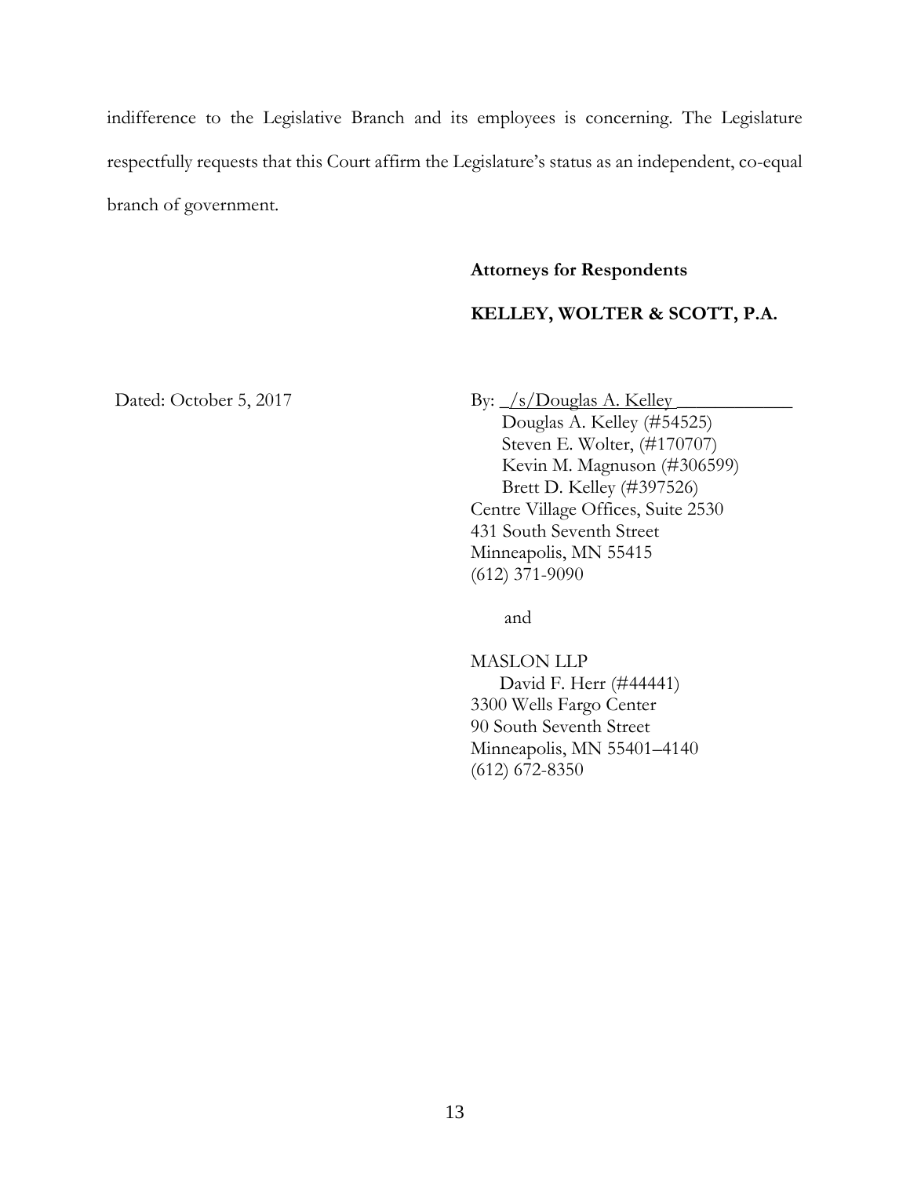indifference to the Legislative Branch and its employees is concerning. The Legislature respectfully requests that this Court affirm the Legislature's status as an independent, co-equal branch of government.

**Attorneys for Respondents**

**KELLEY, WOLTER & SCOTT, P.A.**

Dated: October 5, 2017

By: _/s/Douglas A. Kelley_____________
Douglas A. Kelley (#54525)
Steven E. Wolter, (#170707)
Kevin M. Magnuson (#306599)
Brett D. Kelley (#397526)
Centre Village Offices, Suite 2530
431 South Seventh Street
Minneapolis, MN 55415
(612) 371-9090

and

MASLON LLP
David F. Herr (#44441)
3300 Wells Fargo Center
90 South Seventh Street
Minneapolis, MN 55401–4140
(612) 672-8350